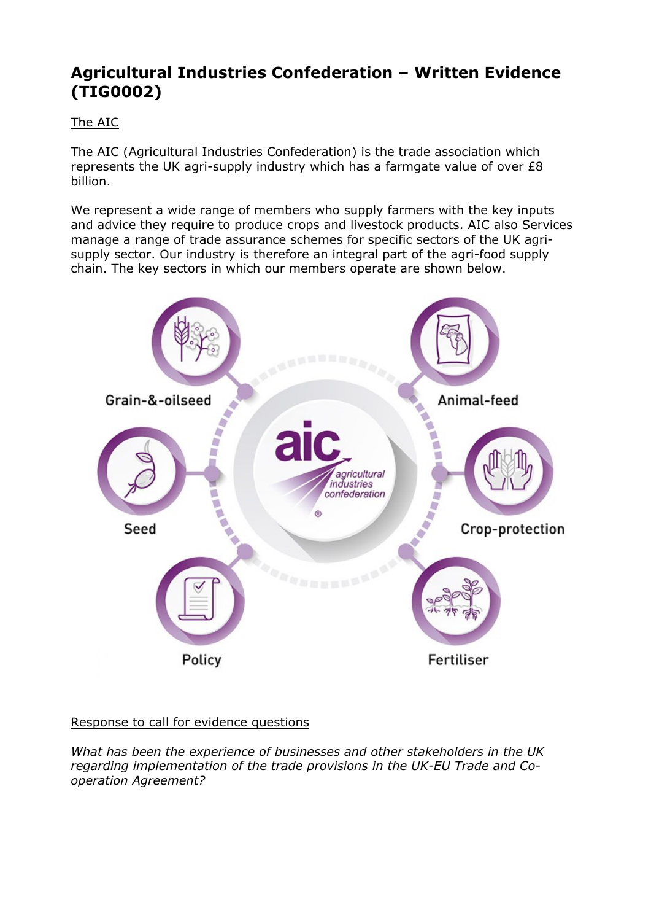# Agricultural Industries Confederation – Written Evidence (TIG0002)

The AIC

The AIC (Agricultural Industries Confederation) is the trade association which represents the UK agri-supply industry which has a farmgate value of over £8 billion.

We represent a wide range of members who supply farmers with the key inputs and advice they require to produce crops and livestock products. AIC also Services manage a range of trade assurance schemes for specific sectors of the UK agri-supply sector. Our industry is therefore an integral part of the agri-food supply chain. The key sectors in which our members operate are shown below.

Grain-&-oilseed

Animal-feed

Seed

Crop-protection

Policy

Fertiliser

Response to call for evidence questions

*What has been the experience of businesses and other stakeholders in the UK regarding implementation of the trade provisions in the UK-EU Trade and Co-operation Agreement?*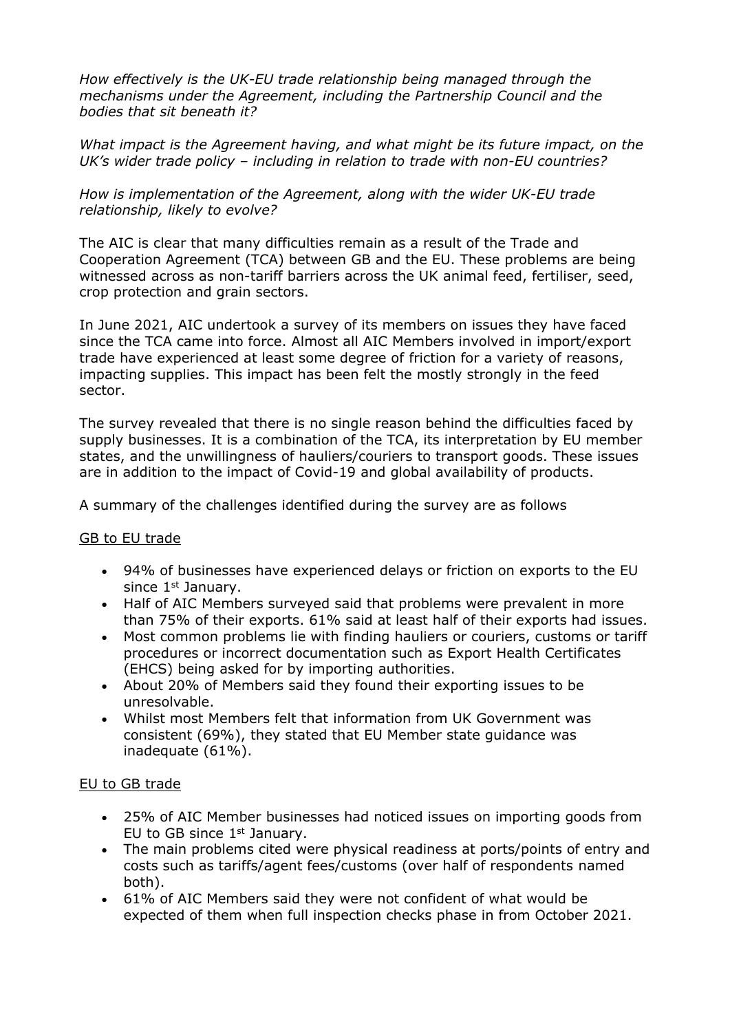*How effectively is the UK-EU trade relationship being managed through the mechanisms under the Agreement, including the Partnership Council and the bodies that sit beneath it?*

*What impact is the Agreement having, and what might be its future impact, on the UK's wider trade policy – including in relation to trade with non-EU countries?*

*How is implementation of the Agreement, along with the wider UK-EU trade relationship, likely to evolve?*

The AIC is clear that many difficulties remain as a result of the Trade and Cooperation Agreement (TCA) between GB and the EU. These problems are being witnessed across as non-tariff barriers across the UK animal feed, fertiliser, seed, crop protection and grain sectors.

In June 2021, AIC undertook a survey of its members on issues they have faced since the TCA came into force. Almost all AIC Members involved in import/export trade have experienced at least some degree of friction for a variety of reasons, impacting supplies. This impact has been felt the mostly strongly in the feed sector.

The survey revealed that there is no single reason behind the difficulties faced by supply businesses. It is a combination of the TCA, its interpretation by EU member states, and the unwillingness of hauliers/couriers to transport goods. These issues are in addition to the impact of Covid-19 and global availability of products.

A summary of the challenges identified during the survey are as follows

<u>GB to EU trade</u>

- 94% of businesses have experienced delays or friction on exports to the EU since 1st January.
- Half of AIC Members surveyed said that problems were prevalent in more than 75% of their exports. 61% said at least half of their exports had issues.
- Most common problems lie with finding hauliers or couriers, customs or tariff procedures or incorrect documentation such as Export Health Certificates (EHCS) being asked for by importing authorities.
- About 20% of Members said they found their exporting issues to be unresolvable.
- Whilst most Members felt that information from UK Government was consistent (69%), they stated that EU Member state guidance was inadequate (61%).

<u>EU to GB trade</u>

- 25% of AIC Member businesses had noticed issues on importing goods from EU to GB since 1st January.
- The main problems cited were physical readiness at ports/points of entry and costs such as tariffs/agent fees/customs (over half of respondents named both).
- 61% of AIC Members said they were not confident of what would be expected of them when full inspection checks phase in from October 2021.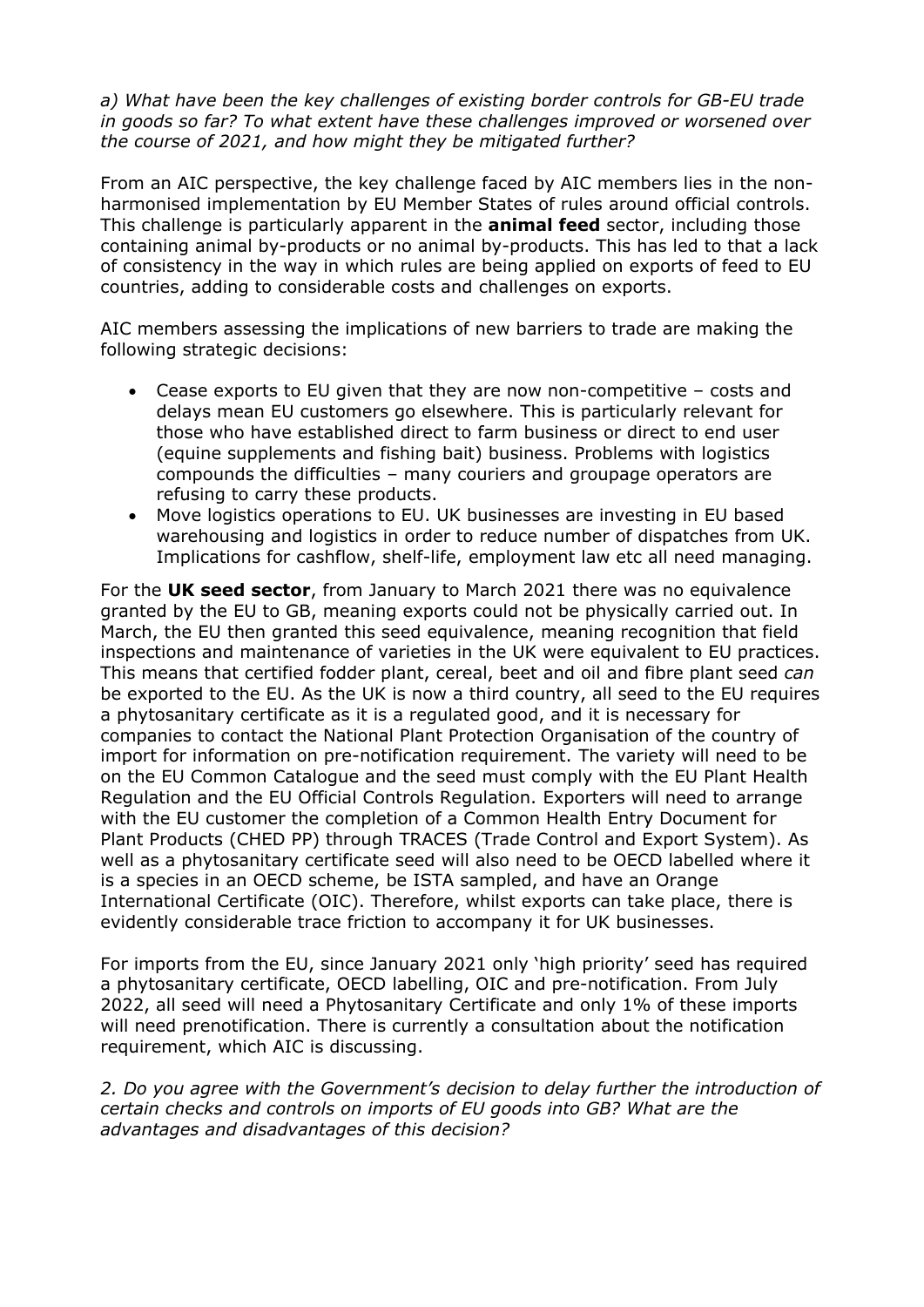*a) What have been the key challenges of existing border controls for GB-EU trade in goods so far? To what extent have these challenges improved or worsened over the course of 2021, and how might they be mitigated further?*

From an AIC perspective, the key challenge faced by AIC members lies in the non-harmonised implementation by EU Member States of rules around official controls. This challenge is particularly apparent in the **animal feed** sector, including those containing animal by-products or no animal by-products. This has led to that a lack of consistency in the way in which rules are being applied on exports of feed to EU countries, adding to considerable costs and challenges on exports.

AIC members assessing the implications of new barriers to trade are making the following strategic decisions:

- Cease exports to EU given that they are now non-competitive – costs and delays mean EU customers go elsewhere. This is particularly relevant for those who have established direct to farm business or direct to end user (equine supplements and fishing bait) business. Problems with logistics compounds the difficulties – many couriers and groupage operators are refusing to carry these products.
- Move logistics operations to EU. UK businesses are investing in EU based warehousing and logistics in order to reduce number of dispatches from UK. Implications for cashflow, shelf-life, employment law etc all need managing.

For the **UK seed sector**, from January to March 2021 there was no equivalence granted by the EU to GB, meaning exports could not be physically carried out. In March, the EU then granted this seed equivalence, meaning recognition that field inspections and maintenance of varieties in the UK were equivalent to EU practices. This means that certified fodder plant, cereal, beet and oil and fibre plant seed *can* be exported to the EU. As the UK is now a third country, all seed to the EU requires a phytosanitary certificate as it is a regulated good, and it is necessary for companies to contact the National Plant Protection Organisation of the country of import for information on pre-notification requirement. The variety will need to be on the EU Common Catalogue and the seed must comply with the EU Plant Health Regulation and the EU Official Controls Regulation. Exporters will need to arrange with the EU customer the completion of a Common Health Entry Document for Plant Products (CHED PP) through TRACES (Trade Control and Export System). As well as a phytosanitary certificate seed will also need to be OECD labelled where it is a species in an OECD scheme, be ISTA sampled, and have an Orange International Certificate (OIC). Therefore, whilst exports can take place, there is evidently considerable trace friction to accompany it for UK businesses.

For imports from the EU, since January 2021 only 'high priority' seed has required a phytosanitary certificate, OECD labelling, OIC and pre-notification. From July 2022, all seed will need a Phytosanitary Certificate and only 1% of these imports will need prenotification. There is currently a consultation about the notification requirement, which AIC is discussing.

*2. Do you agree with the Government's decision to delay further the introduction of certain checks and controls on imports of EU goods into GB? What are the advantages and disadvantages of this decision?*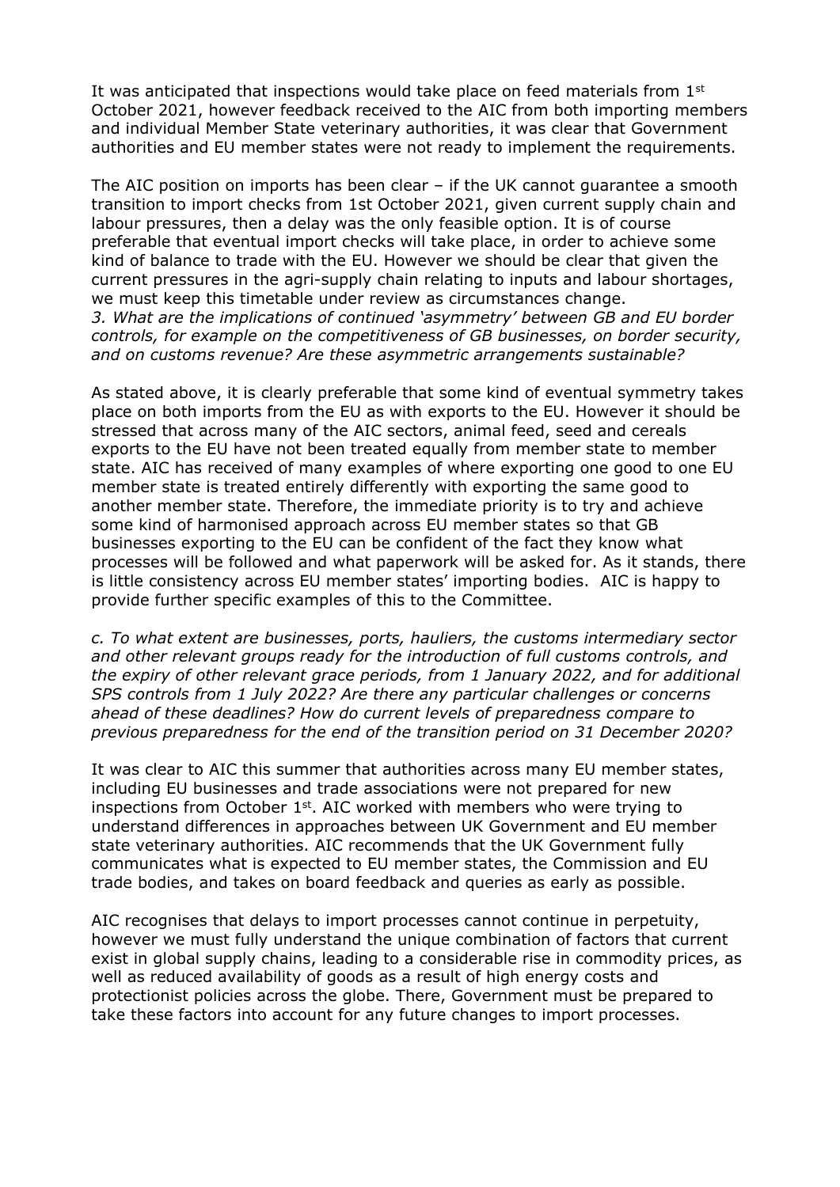It was anticipated that inspections would take place on feed materials from 1st October 2021, however feedback received to the AIC from both importing members and individual Member State veterinary authorities, it was clear that Government authorities and EU member states were not ready to implement the requirements.

The AIC position on imports has been clear – if the UK cannot guarantee a smooth transition to import checks from 1st October 2021, given current supply chain and labour pressures, then a delay was the only feasible option. It is of course preferable that eventual import checks will take place, in order to achieve some kind of balance to trade with the EU. However we should be clear that given the current pressures in the agri-supply chain relating to inputs and labour shortages, we must keep this timetable under review as circumstances change.

*3. What are the implications of continued 'asymmetry' between GB and EU border controls, for example on the competitiveness of GB businesses, on border security, and on customs revenue? Are these asymmetric arrangements sustainable?*

As stated above, it is clearly preferable that some kind of eventual symmetry takes place on both imports from the EU as with exports to the EU. However it should be stressed that across many of the AIC sectors, animal feed, seed and cereals exports to the EU have not been treated equally from member state to member state. AIC has received of many examples of where exporting one good to one EU member state is treated entirely differently with exporting the same good to another member state. Therefore, the immediate priority is to try and achieve some kind of harmonised approach across EU member states so that GB businesses exporting to the EU can be confident of the fact they know what processes will be followed and what paperwork will be asked for. As it stands, there is little consistency across EU member states' importing bodies. AIC is happy to provide further specific examples of this to the Committee.

*c. To what extent are businesses, ports, hauliers, the customs intermediary sector and other relevant groups ready for the introduction of full customs controls, and the expiry of other relevant grace periods, from 1 January 2022, and for additional SPS controls from 1 July 2022? Are there any particular challenges or concerns ahead of these deadlines? How do current levels of preparedness compare to previous preparedness for the end of the transition period on 31 December 2020?*

It was clear to AIC this summer that authorities across many EU member states, including EU businesses and trade associations were not prepared for new inspections from October 1st. AIC worked with members who were trying to understand differences in approaches between UK Government and EU member state veterinary authorities. AIC recommends that the UK Government fully communicates what is expected to EU member states, the Commission and EU trade bodies, and takes on board feedback and queries as early as possible.

AIC recognises that delays to import processes cannot continue in perpetuity, however we must fully understand the unique combination of factors that current exist in global supply chains, leading to a considerable rise in commodity prices, as well as reduced availability of goods as a result of high energy costs and protectionist policies across the globe. There, Government must be prepared to take these factors into account for any future changes to import processes.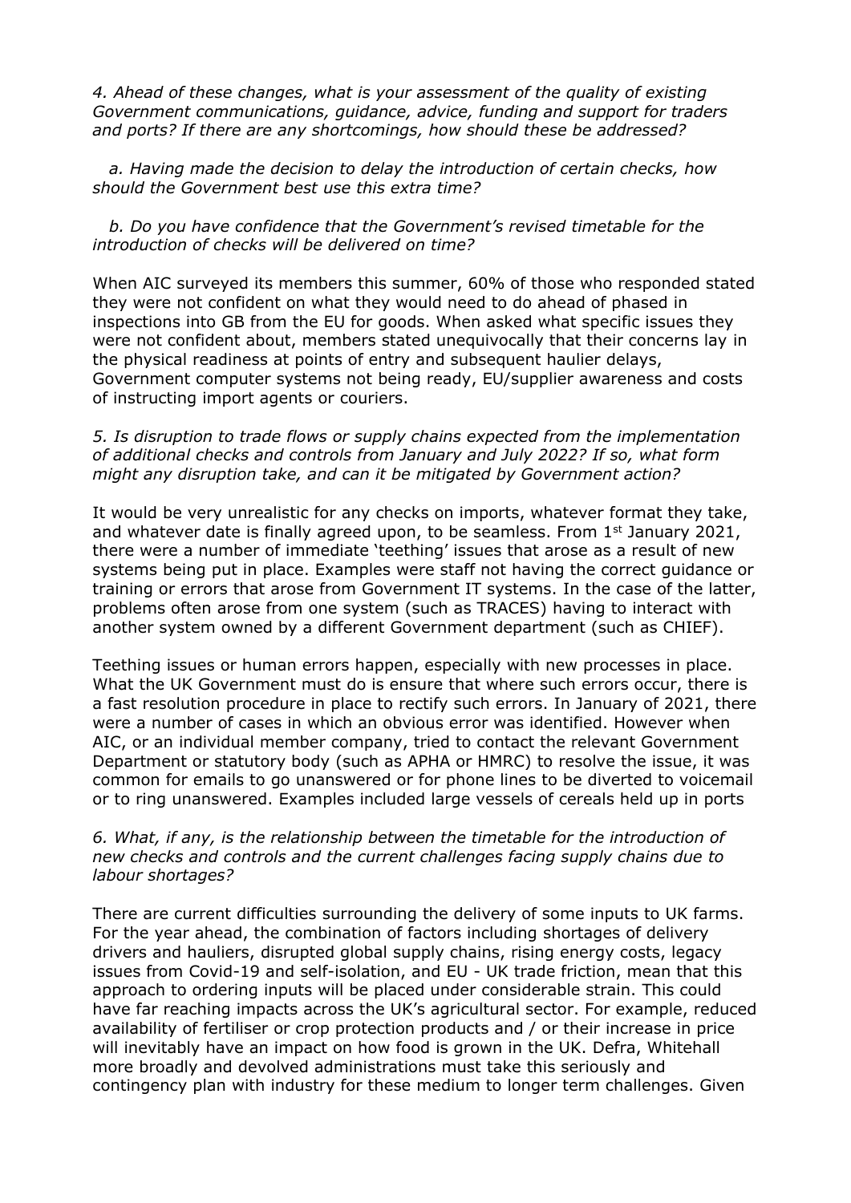*4. Ahead of these changes, what is your assessment of the quality of existing Government communications, guidance, advice, funding and support for traders and ports? If there are any shortcomings, how should these be addressed?*

*a. Having made the decision to delay the introduction of certain checks, how should the Government best use this extra time?*

*b. Do you have confidence that the Government's revised timetable for the introduction of checks will be delivered on time?*

When AIC surveyed its members this summer, 60% of those who responded stated they were not confident on what they would need to do ahead of phased in inspections into GB from the EU for goods. When asked what specific issues they were not confident about, members stated unequivocally that their concerns lay in the physical readiness at points of entry and subsequent haulier delays, Government computer systems not being ready, EU/supplier awareness and costs of instructing import agents or couriers.

*5. Is disruption to trade flows or supply chains expected from the implementation of additional checks and controls from January and July 2022? If so, what form might any disruption take, and can it be mitigated by Government action?*

It would be very unrealistic for any checks on imports, whatever format they take, and whatever date is finally agreed upon, to be seamless. From 1st January 2021, there were a number of immediate 'teething' issues that arose as a result of new systems being put in place. Examples were staff not having the correct guidance or training or errors that arose from Government IT systems. In the case of the latter, problems often arose from one system (such as TRACES) having to interact with another system owned by a different Government department (such as CHIEF).

Teething issues or human errors happen, especially with new processes in place. What the UK Government must do is ensure that where such errors occur, there is a fast resolution procedure in place to rectify such errors. In January of 2021, there were a number of cases in which an obvious error was identified. However when AIC, or an individual member company, tried to contact the relevant Government Department or statutory body (such as APHA or HMRC) to resolve the issue, it was common for emails to go unanswered or for phone lines to be diverted to voicemail or to ring unanswered. Examples included large vessels of cereals held up in ports

*6. What, if any, is the relationship between the timetable for the introduction of new checks and controls and the current challenges facing supply chains due to labour shortages?*

There are current difficulties surrounding the delivery of some inputs to UK farms. For the year ahead, the combination of factors including shortages of delivery drivers and hauliers, disrupted global supply chains, rising energy costs, legacy issues from Covid-19 and self-isolation, and EU - UK trade friction, mean that this approach to ordering inputs will be placed under considerable strain. This could have far reaching impacts across the UK's agricultural sector. For example, reduced availability of fertiliser or crop protection products and / or their increase in price will inevitably have an impact on how food is grown in the UK. Defra, Whitehall more broadly and devolved administrations must take this seriously and contingency plan with industry for these medium to longer term challenges. Given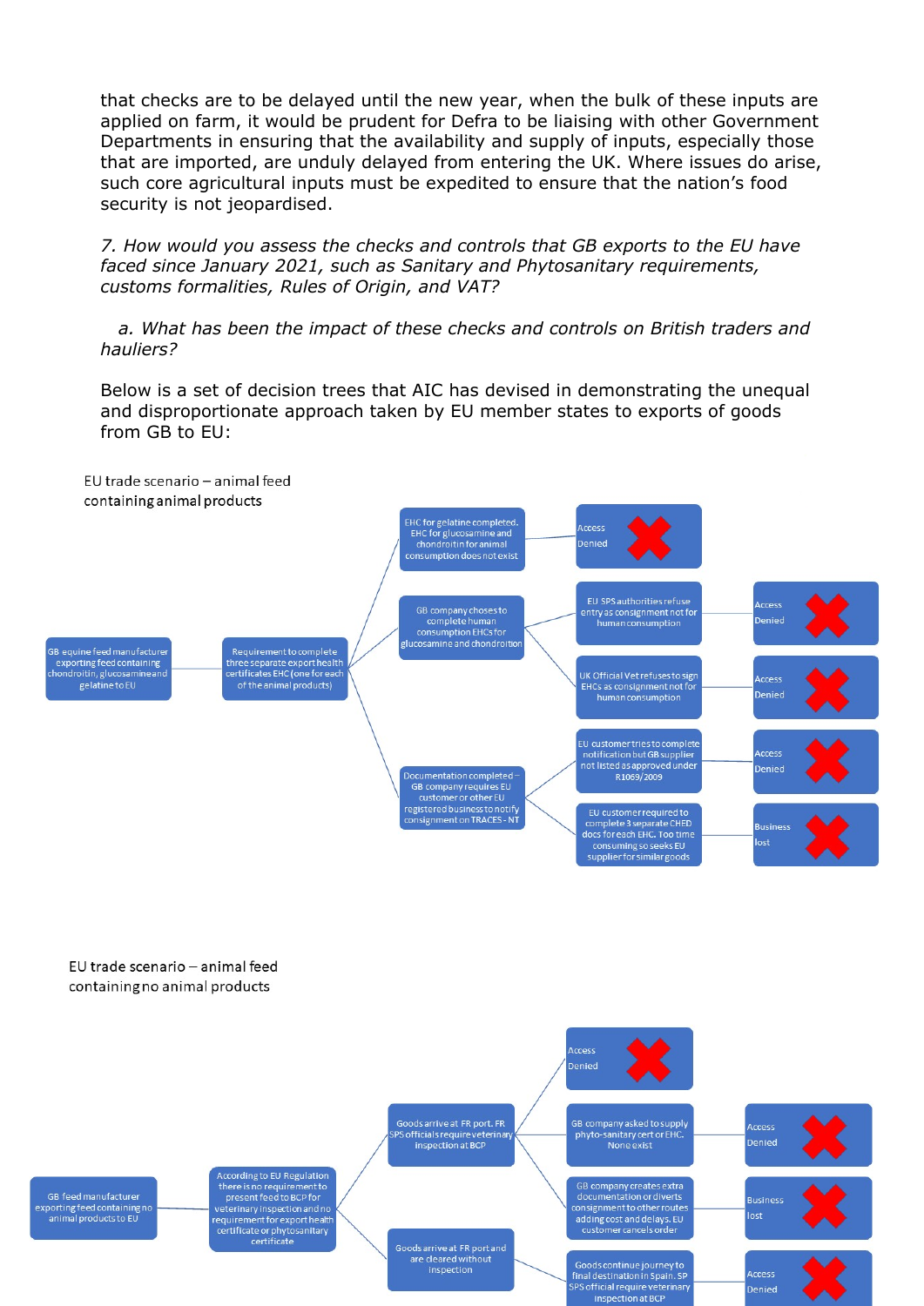that checks are to be delayed until the new year, when the bulk of these inputs are applied on farm, it would be prudent for Defra to be liaising with other Government Departments in ensuring that the availability and supply of inputs, especially those that are imported, are unduly delayed from entering the UK. Where issues do arise, such core agricultural inputs must be expedited to ensure that the nation's food security is not jeopardised.

*7. How would you assess the checks and controls that GB exports to the EU have faced since January 2021, such as Sanitary and Phytosanitary requirements, customs formalities, Rules of Origin, and VAT?*

*a. What has been the impact of these checks and controls on British traders and hauliers?*

Below is a set of decision trees that AIC has devised in demonstrating the unequal and disproportionate approach taken by EU member states to exports of goods from GB to EU:

EU trade scenario – animal feed containing animal products

- GB equine feed manufacturer exporting feed containing chondroitin, glucosamine and gelatine to EU
  - Requirement to complete three separate export health certificates EHC (one for each of the animal products)
    - EHC for gelatine completed. EHC for glucosamine and chondroitin for animal consumption does not exist
      - Access Denied ✗
    - GB company choses to complete human consumption EHCs for glucosamine and chondroitin
      - EU SPS authorities refuse entry as consignment not for human consumption
        - Access Denied ✗
      - UK Official Vet refuses to sign EHCs as consignment not for human consumption
        - Access Denied ✗
    - Documentation completed – GB company requires EU customer or other EU registered business to notify consignment on TRACES - NT
      - EU customer tries to complete notification but GB supplier not listed as approved under R1069/2009
        - Access Denied ✗
      - EU customer required to complete 3 separate CHED docs for each EHC. Too time consuming so seeks EU supplier for similar goods
        - Business lost ✗

EU trade scenario – animal feed containing no animal products

- GB feed manufacturer exporting feed containing no animal products to EU
  - According to EU Regulation there is no requirement to present feed to BCP for veterinary inspection and no requirement for export health certificate or phytosanitary certificate
    - Goods arrive at FR port. FR SPS officials require veterinary inspection at BCP
      - Access Denied ✗
      - GB company asked to supply phyto-sanitary cert or EHC. None exist
        - Access Denied ✗
      - GB company creates extra documentation or diverts consignment to other routes adding cost and delays. EU customer cancels order
        - Business lost ✗
    - Goods arrive at FR port and are cleared without inspection
      - Goods continue journey to final destination in Spain. SP SPS official require veterinary inspection at BCP
        - Access Denied ✗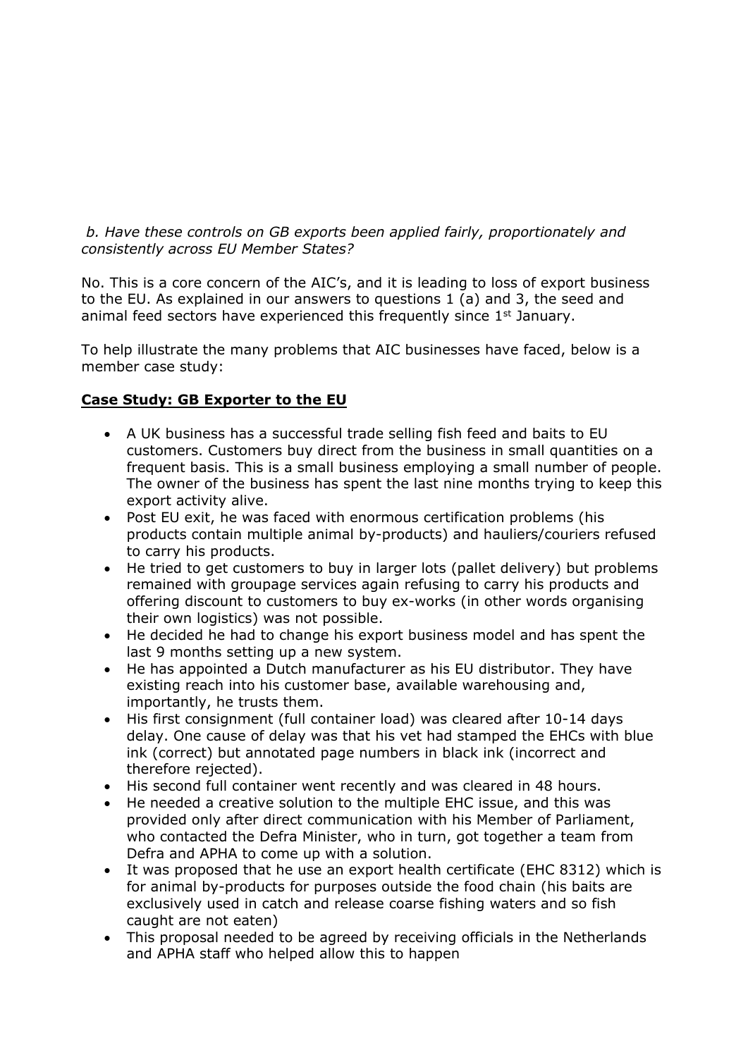*b. Have these controls on GB exports been applied fairly, proportionately and consistently across EU Member States?*

No. This is a core concern of the AIC's, and it is leading to loss of export business to the EU. As explained in our answers to questions 1 (a) and 3, the seed and animal feed sectors have experienced this frequently since 1st January.

To help illustrate the many problems that AIC businesses have faced, below is a member case study:

**<u>Case Study: GB Exporter to the EU</u>**

- A UK business has a successful trade selling fish feed and baits to EU customers. Customers buy direct from the business in small quantities on a frequent basis. This is a small business employing a small number of people. The owner of the business has spent the last nine months trying to keep this export activity alive.
- Post EU exit, he was faced with enormous certification problems (his products contain multiple animal by-products) and hauliers/couriers refused to carry his products.
- He tried to get customers to buy in larger lots (pallet delivery) but problems remained with groupage services again refusing to carry his products and offering discount to customers to buy ex-works (in other words organising their own logistics) was not possible.
- He decided he had to change his export business model and has spent the last 9 months setting up a new system.
- He has appointed a Dutch manufacturer as his EU distributor. They have existing reach into his customer base, available warehousing and, importantly, he trusts them.
- His first consignment (full container load) was cleared after 10-14 days delay. One cause of delay was that his vet had stamped the EHCs with blue ink (correct) but annotated page numbers in black ink (incorrect and therefore rejected).
- His second full container went recently and was cleared in 48 hours.
- He needed a creative solution to the multiple EHC issue, and this was provided only after direct communication with his Member of Parliament, who contacted the Defra Minister, who in turn, got together a team from Defra and APHA to come up with a solution.
- It was proposed that he use an export health certificate (EHC 8312) which is for animal by-products for purposes outside the food chain (his baits are exclusively used in catch and release coarse fishing waters and so fish caught are not eaten)
- This proposal needed to be agreed by receiving officials in the Netherlands and APHA staff who helped allow this to happen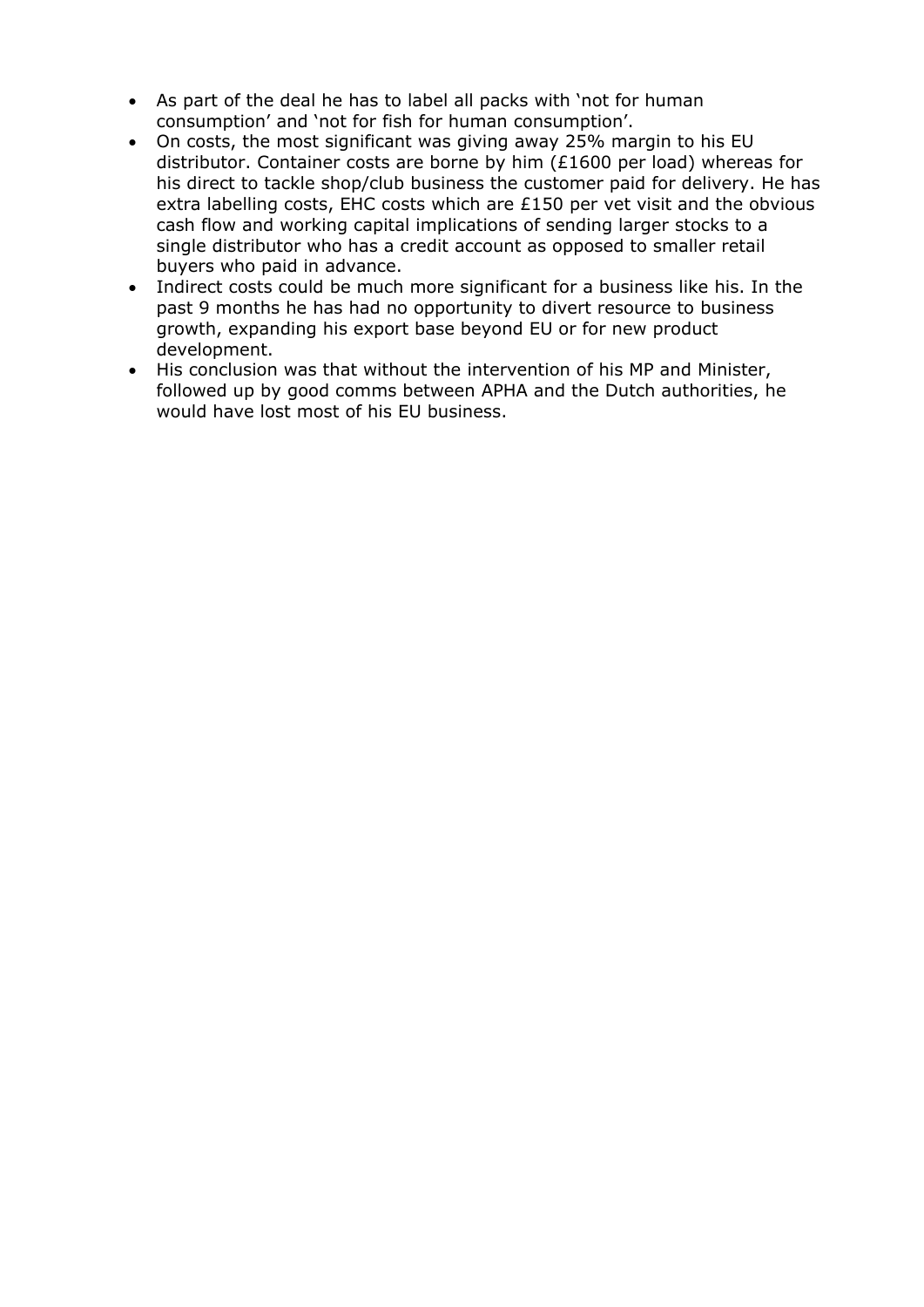- As part of the deal he has to label all packs with 'not for human consumption' and 'not for fish for human consumption'.
- On costs, the most significant was giving away 25% margin to his EU distributor. Container costs are borne by him (£1600 per load) whereas for his direct to tackle shop/club business the customer paid for delivery. He has extra labelling costs, EHC costs which are £150 per vet visit and the obvious cash flow and working capital implications of sending larger stocks to a single distributor who has a credit account as opposed to smaller retail buyers who paid in advance.
- Indirect costs could be much more significant for a business like his. In the past 9 months he has had no opportunity to divert resource to business growth, expanding his export base beyond EU or for new product development.
- His conclusion was that without the intervention of his MP and Minister, followed up by good comms between APHA and the Dutch authorities, he would have lost most of his EU business.